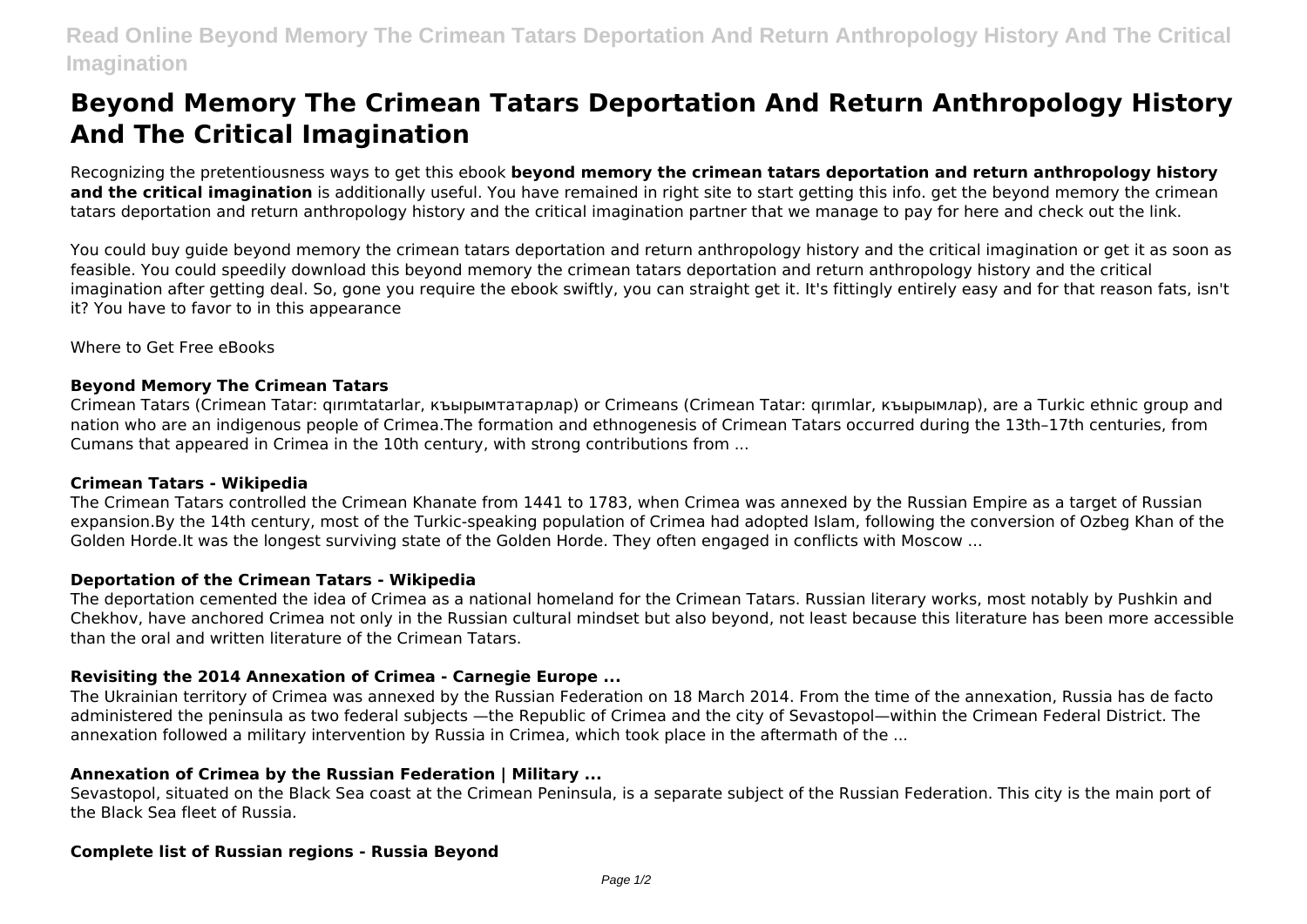# Beyond Memory The Crimean Tatars Deportation And Return Anthropology History And The Critical Imagination

Recognizing the pretentiousness ways to get this ebook **beyond memory the crimean tatars deportation and return anthropology history and the critical imagination** is additionally useful. You have remained in right site to start getting this info. get the beyond memory the crimean tatars deportation and return anthropology history and the critical imagination partner that we manage to pay for here and check out the link.

You could buy guide beyond memory the crimean tatars deportation and return anthropology history and the critical imagination or get it as soon as feasible. You could speedily download this beyond memory the crimean tatars deportation and return anthropology history and the critical imagination after getting deal. So, gone you require the ebook swiftly, you can straight get it. It's fittingly entirely easy and for that reason fats, isn't it? You have to favor to in this appearance

Where to Get Free eBooks

**Beyond Memory The Crimean Tatars**

Crimean Tatars (Crimean Tatar: qırımtatarlar, къырымтатарлар) or Crimeans (Crimean Tatar: qırımlar, къырымлар), are a Turkic ethnic group and nation who are an indigenous people of Crimea.The formation and ethnogenesis of Crimean Tatars occurred during the 13th–17th centuries, from Cumans that appeared in Crimea in the 10th century, with strong contributions from ...

**Crimean Tatars - Wikipedia**

The Crimean Tatars controlled the Crimean Khanate from 1441 to 1783, when Crimea was annexed by the Russian Empire as a target of Russian expansion.By the 14th century, most of the Turkic-speaking population of Crimea had adopted Islam, following the conversion of Ozbeg Khan of the Golden Horde.It was the longest surviving state of the Golden Horde. They often engaged in conflicts with Moscow ...

**Deportation of the Crimean Tatars - Wikipedia**

The deportation cemented the idea of Crimea as a national homeland for the Crimean Tatars. Russian literary works, most notably by Pushkin and Chekhov, have anchored Crimea not only in the Russian cultural mindset but also beyond, not least because this literature has been more accessible than the oral and written literature of the Crimean Tatars.

**Revisiting the 2014 Annexation of Crimea - Carnegie Europe ...**

The Ukrainian territory of Crimea was annexed by the Russian Federation on 18 March 2014. From the time of the annexation, Russia has de facto administered the peninsula as two federal subjects —the Republic of Crimea and the city of Sevastopol—within the Crimean Federal District. The annexation followed a military intervention by Russia in Crimea, which took place in the aftermath of the ...

**Annexation of Crimea by the Russian Federation | Military ...**

Sevastopol, situated on the Black Sea coast at the Crimean Peninsula, is a separate subject of the Russian Federation. This city is the main port of the Black Sea fleet of Russia.

**Complete list of Russian regions - Russia Beyond**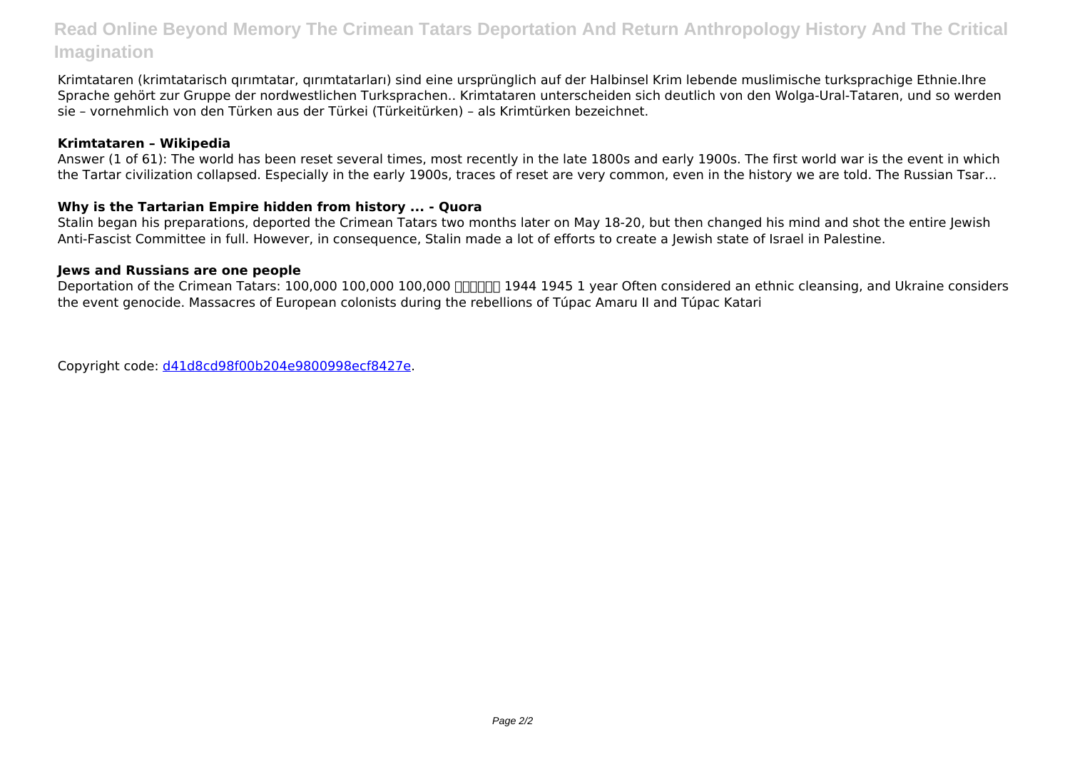Krimtataren (krimtatarisch qırımtatar, qırımtatarları) sind eine ursprünglich auf der Halbinsel Krim lebende muslimische turksprachige Ethnie.Ihre Sprache gehört zur Gruppe der nordwestlichen Turksprachen.. Krimtataren unterscheiden sich deutlich von den Wolga-Ural-Tataren, und so werden sie – vornehmlich von den Türken aus der Türkei (Türkeitürken) – als Krimtürken bezeichnet.

**Krimtataren – Wikipedia**

Answer (1 of 61): The world has been reset several times, most recently in the late 1800s and early 1900s. The first world war is the event in which the Tartar civilization collapsed. Especially in the early 1900s, traces of reset are very common, even in the history we are told. The Russian Tsar...

**Why is the Tartarian Empire hidden from history ... - Quora**

Stalin began his preparations, deported the Crimean Tatars two months later on May 18-20, but then changed his mind and shot the entire Jewish Anti-Fascist Committee in full. However, in consequence, Stalin made a lot of efforts to create a Jewish state of Israel in Palestine.

**Jews and Russians are one people**

Deportation of the Crimean Tatars: 100,000 100,000 100,000 □□□□□□ 1944 1945 1 year Often considered an ethnic cleansing, and Ukraine considers the event genocide. Massacres of European colonists during the rebellions of Túpac Amaru II and Túpac Katari

Copyright code: d41d8cd98f00b204e9800998ecf8427e.